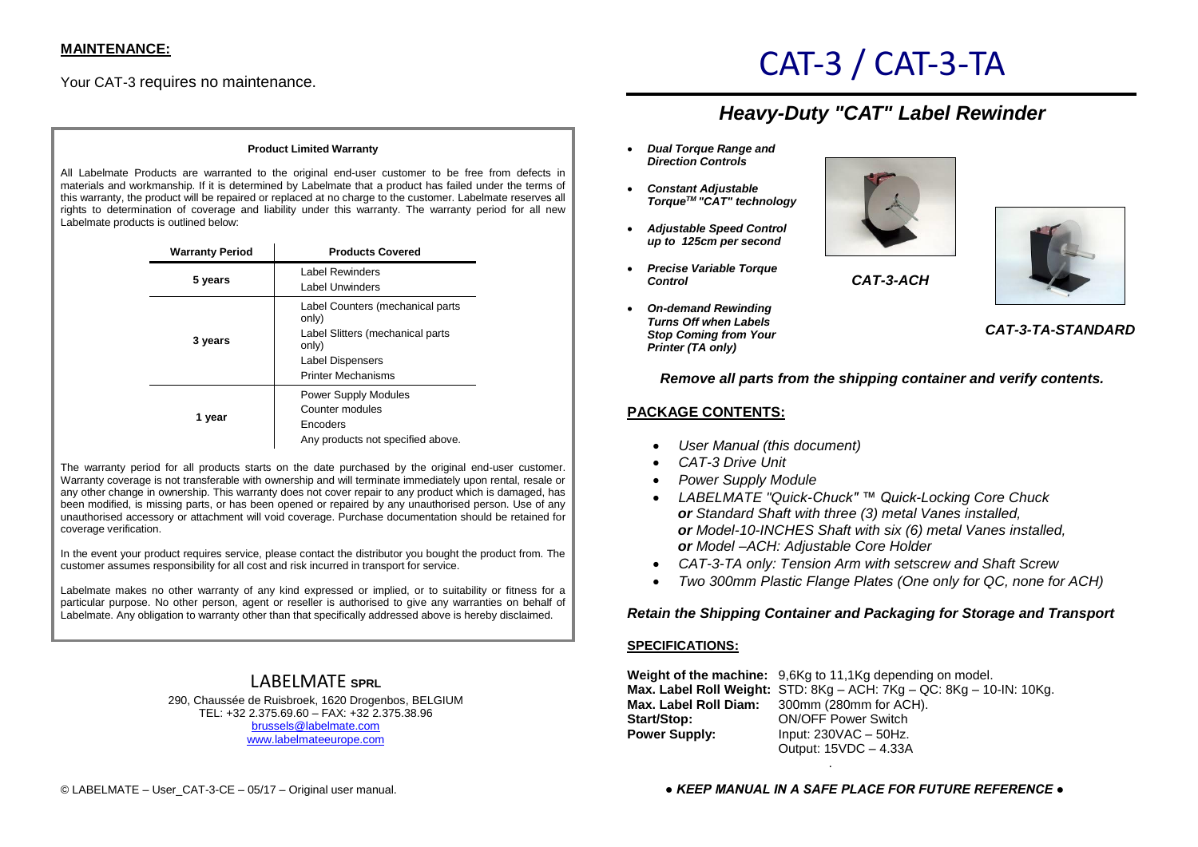## MAINTENANCE:

Your CAT-3 requires no maintenance.

**Product Limited Warranty**

All Labelmate Products are warranted to the original end-user customer to be free from defects in materials and workmanship. If it is determined by Labelmate that a product has failed under the terms of this warranty, the product will be repaired or replaced at no charge to the customer. Labelmate reserves all rights to determination of coverage and liability under this warranty. The warranty period for all new Labelmate products is outlined below:

| Warranty Period | Products Covered |
|---|---|
| 5 years | Label Rewinders<br>Label Unwinders |
| 3 years | Label Counters (mechanical parts only)<br>Label Slitters (mechanical parts only)<br>Label Dispensers<br>Printer Mechanisms |
| 1 year | Power Supply Modules<br>Counter modules<br>Encoders<br>Any products not specified above. |

The warranty period for all products starts on the date purchased by the original end-user customer. Warranty coverage is not transferable with ownership and will terminate immediately upon rental, resale or any other change in ownership. This warranty does not cover repair to any product which is damaged, has been modified, is missing parts, or has been opened or repaired by any unauthorised person. Use of any unauthorised accessory or attachment will void coverage. Purchase documentation should be retained for coverage verification.

In the event your product requires service, please contact the distributor you bought the product from. The customer assumes responsibility for all cost and risk incurred in transport for service.

Labelmate makes no other warranty of any kind expressed or implied, or to suitability or fitness for a particular purpose. No other person, agent or reseller is authorised to give any warranties on behalf of Labelmate. Any obligation to warranty other than that specifically addressed above is hereby disclaimed.

LABELMATE SPRL
290, Chaussée de Ruisbroek, 1620 Drogenbos, BELGIUM
TEL: +32 2.375.69.60 – FAX: +32 2.375.38.96
brussels@labelmate.com
www.labelmateeurope.com

© LABELMATE – User_CAT-3-CE – 05/17 – Original user manual.

# CAT-3 / CAT-3-TA

## *Heavy-Duty "CAT" Label Rewinder*

- ***Dual Torque Range and Direction Controls***
- ***Constant Adjustable Torque™ "CAT" technology***
- ***Adjustable Speed Control up to 125cm per second***
- ***Precise Variable Torque Control***
- ***On-demand Rewinding Turns Off when Labels Stop Coming from Your Printer (TA only)***

***CAT-3-ACH***

***CAT-3-TA-STANDARD***

***Remove all parts from the shipping container and verify contents.***

### PACKAGE CONTENTS:

- *User Manual (this document)*
- *CAT-3 Drive Unit*
- *Power Supply Module*
- *LABELMATE "Quick-Chuck" ™ Quick-Locking Core Chuck*
  ***or*** *Standard Shaft with three (3) metal Vanes installed,*
  ***or*** *Model-10-INCHES Shaft with six (6) metal Vanes installed,*
  ***or*** *Model –ACH: Adjustable Core Holder*
- *CAT-3-TA only: Tension Arm with setscrew and Shaft Screw*
- *Two 300mm Plastic Flange Plates (One only for QC, none for ACH)*

***Retain the Shipping Container and Packaging for Storage and Transport***

### SPECIFICATIONS:

**Weight of the machine:** 9,6Kg to 11,1Kg depending on model.
**Max. Label Roll Weight:** STD: 8Kg – ACH: 7Kg – QC: 8Kg – 10-IN: 10Kg.
**Max. Label Roll Diam:** 300mm (280mm for ACH).
**Start/Stop:** ON/OFF Power Switch
**Power Supply:** Input: 230VAC – 50Hz.
Output: 15VDC – 4.33A

***● KEEP MANUAL IN A SAFE PLACE FOR FUTURE REFERENCE ●***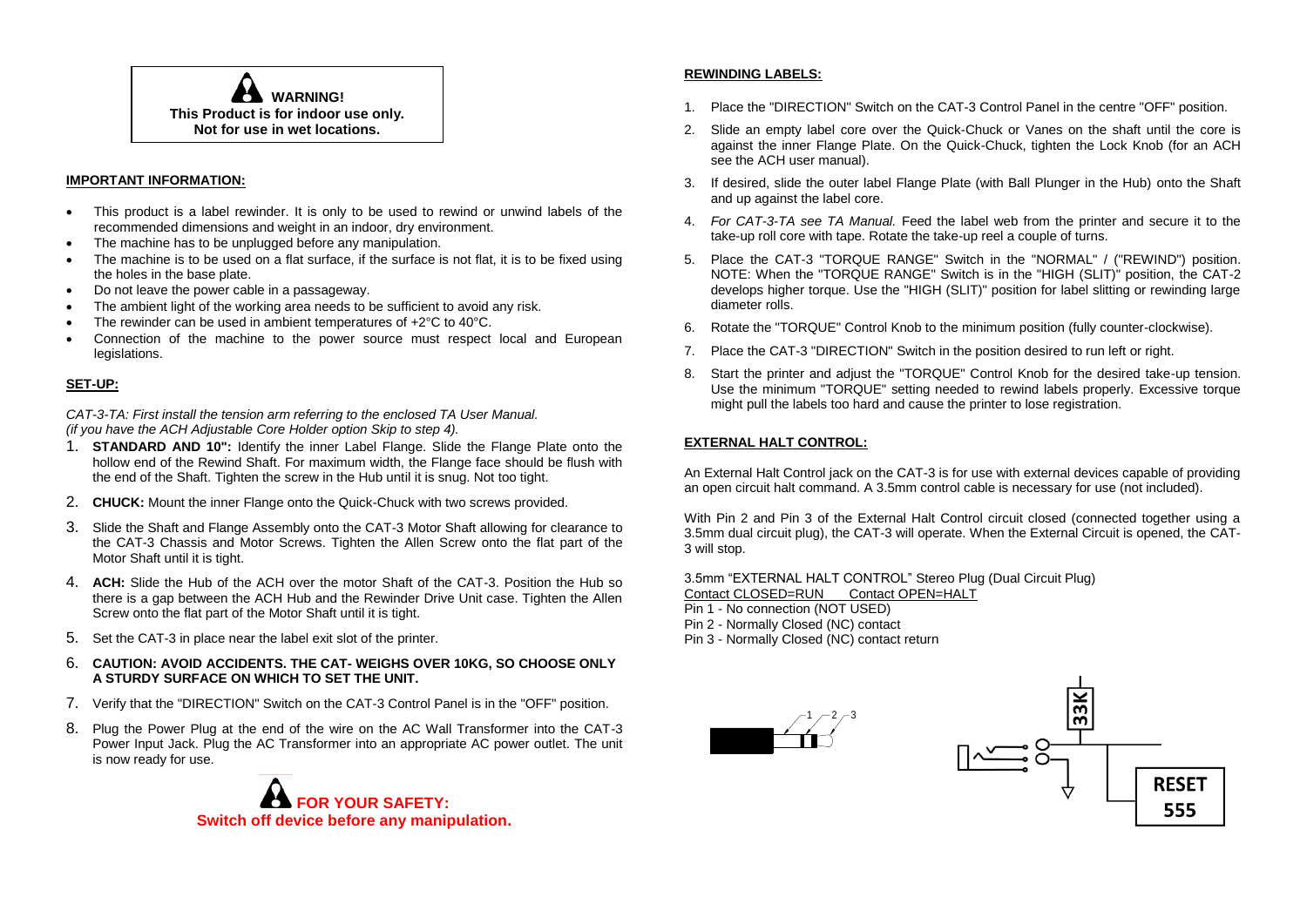**⚠ WARNING!**
**This Product is for indoor use only.**
**Not for use in wet locations.**

## IMPORTANT INFORMATION:

- This product is a label rewinder. It is only to be used to rewind or unwind labels of the recommended dimensions and weight in an indoor, dry environment.
- The machine has to be unplugged before any manipulation.
- The machine is to be used on a flat surface, if the surface is not flat, it is to be fixed using the holes in the base plate.
- Do not leave the power cable in a passageway.
- The ambient light of the working area needs to be sufficient to avoid any risk.
- The rewinder can be used in ambient temperatures of +2°C to 40°C.
- Connection of the machine to the power source must respect local and European legislations.

## SET-UP:

*CAT-3-TA: First install the tension arm referring to the enclosed TA User Manual.*
*(if you have the ACH Adjustable Core Holder option Skip to step 4).*

1. **STANDARD AND 10":** Identify the inner Label Flange. Slide the Flange Plate onto the hollow end of the Rewind Shaft. For maximum width, the Flange face should be flush with the end of the Shaft. Tighten the screw in the Hub until it is snug. Not too tight.
2. **CHUCK:** Mount the inner Flange onto the Quick-Chuck with two screws provided.
3. Slide the Shaft and Flange Assembly onto the CAT-3 Motor Shaft allowing for clearance to the CAT-3 Chassis and Motor Screws. Tighten the Allen Screw onto the flat part of the Motor Shaft until it is tight.
4. **ACH:** Slide the Hub of the ACH over the motor Shaft of the CAT-3. Position the Hub so there is a gap between the ACH Hub and the Rewinder Drive Unit case. Tighten the Allen Screw onto the flat part of the Motor Shaft until it is tight.
5. Set the CAT-3 in place near the label exit slot of the printer.
6. **CAUTION: AVOID ACCIDENTS. THE CAT- WEIGHS OVER 10KG, SO CHOOSE ONLY A STURDY SURFACE ON WHICH TO SET THE UNIT.**
7. Verify that the "DIRECTION" Switch on the CAT-3 Control Panel is in the "OFF" position.
8. Plug the Power Plug at the end of the wire on the AC Wall Transformer into the CAT-3 Power Input Jack. Plug the AC Transformer into an appropriate AC power outlet. The unit is now ready for use.

**⚠ FOR YOUR SAFETY:**
**Switch off device before any manipulation.**

## REWINDING LABELS:

1. Place the "DIRECTION" Switch on the CAT-3 Control Panel in the centre "OFF" position.
2. Slide an empty label core over the Quick-Chuck or Vanes on the shaft until the core is against the inner Flange Plate. On the Quick-Chuck, tighten the Lock Knob (for an ACH see the ACH user manual).
3. If desired, slide the outer label Flange Plate (with Ball Plunger in the Hub) onto the Shaft and up against the label core.
4. *For CAT-3-TA see TA Manual.* Feed the label web from the printer and secure it to the take-up roll core with tape. Rotate the take-up reel a couple of turns.
5. Place the CAT-3 "TORQUE RANGE" Switch in the "NORMAL" / ("REWIND") position. NOTE: When the "TORQUE RANGE" Switch is in the "HIGH (SLIT)" position, the CAT-2 develops higher torque. Use the "HIGH (SLIT)" position for label slitting or rewinding large diameter rolls.
6. Rotate the "TORQUE" Control Knob to the minimum position (fully counter-clockwise).
7. Place the CAT-3 "DIRECTION" Switch in the position desired to run left or right.
8. Start the printer and adjust the "TORQUE" Control Knob for the desired take-up tension. Use the minimum "TORQUE" setting needed to rewind labels properly. Excessive torque might pull the labels too hard and cause the printer to lose registration.

## EXTERNAL HALT CONTROL:

An External Halt Control jack on the CAT-3 is for use with external devices capable of providing an open circuit halt command. A 3.5mm control cable is necessary for use (not included).

With Pin 2 and Pin 3 of the External Halt Control circuit closed (connected together using a 3.5mm dual circuit plug), the CAT-3 will operate. When the External Circuit is opened, the CAT-3 will stop.

3.5mm "EXTERNAL HALT CONTROL" Stereo Plug (Dual Circuit Plug)
Contact CLOSED=RUN Contact OPEN=HALT
Pin 1 - No connection (NOT USED)
Pin 2 - Normally Closed (NC) contact
Pin 3 - Normally Closed (NC) contact return

1 2 3

33K

RESET
555